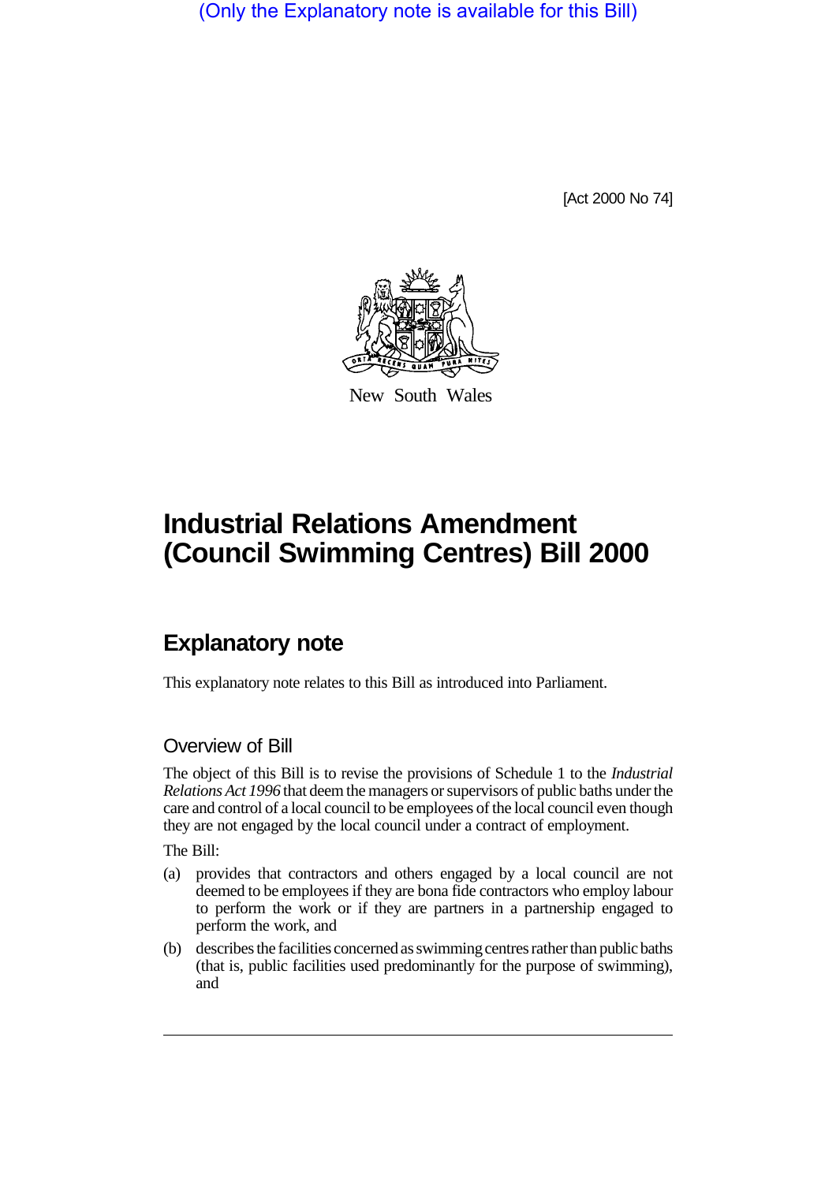(Only the Explanatory note is available for this Bill)

[Act 2000 No 74]

New South Wales

# Industrial Relations Amendment (Council Swimming Centres) Bill 2000

## Explanatory note

This explanatory note relates to this Bill as introduced into Parliament.

### Overview of Bill

The object of this Bill is to revise the provisions of Schedule 1 to the *Industrial Relations Act 1996* that deem the managers or supervisors of public baths under the care and control of a local council to be employees of the local council even though they are not engaged by the local council under a contract of employment.

The Bill:

(a) provides that contractors and others engaged by a local council are not deemed to be employees if they are bona fide contractors who employ labour to perform the work or if they are partners in a partnership engaged to perform the work, and

(b) describes the facilities concerned as swimming centres rather than public baths (that is, public facilities used predominantly for the purpose of swimming), and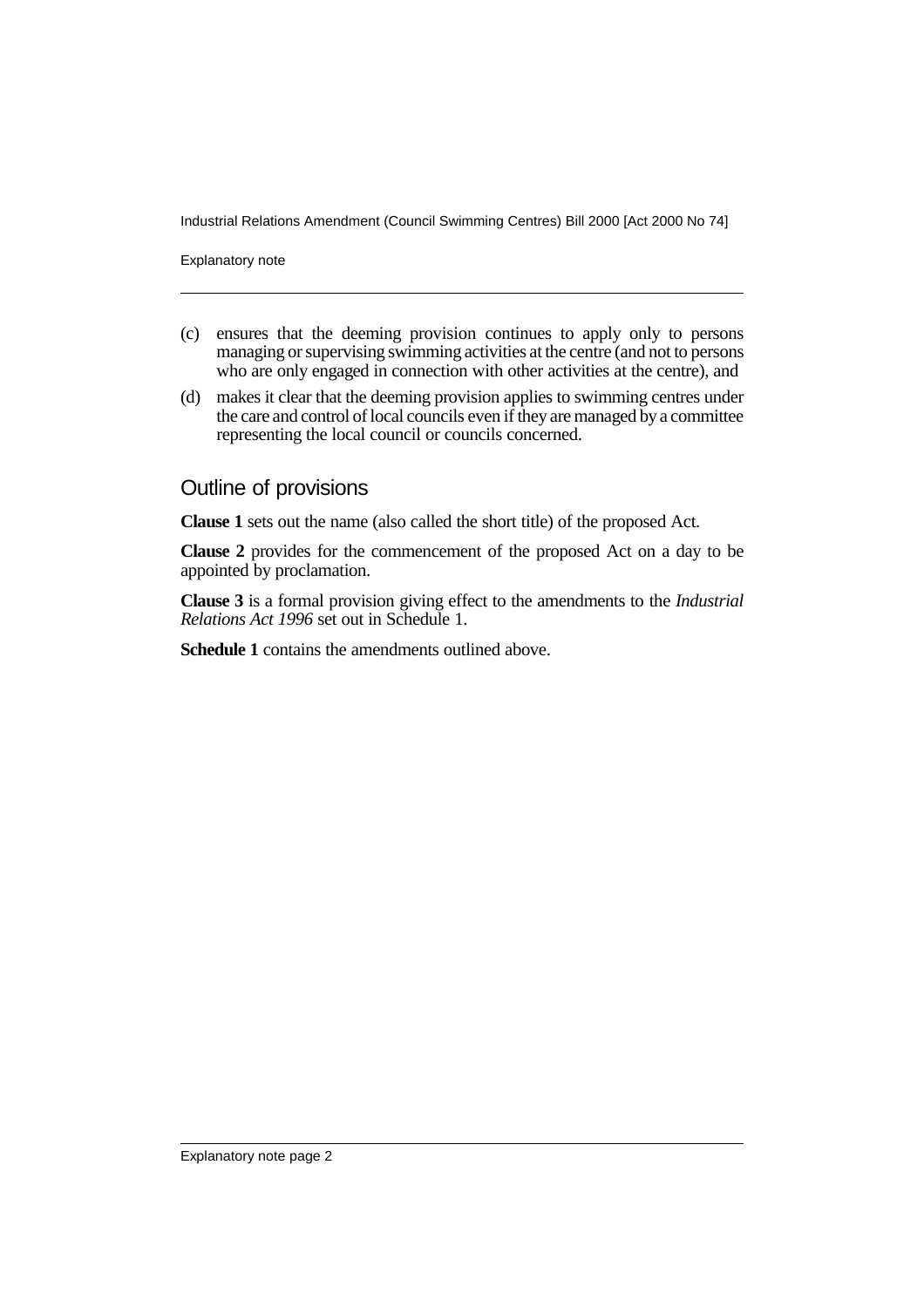(c) ensures that the deeming provision continues to apply only to persons managing or supervising swimming activities at the centre (and not to persons who are only engaged in connection with other activities at the centre), and

(d) makes it clear that the deeming provision applies to swimming centres under the care and control of local councils even if they are managed by a committee representing the local council or councils concerned.

## Outline of provisions

**Clause 1** sets out the name (also called the short title) of the proposed Act.

**Clause 2** provides for the commencement of the proposed Act on a day to be appointed by proclamation.

**Clause 3** is a formal provision giving effect to the amendments to the *Industrial Relations Act 1996* set out in Schedule 1.

**Schedule 1** contains the amendments outlined above.